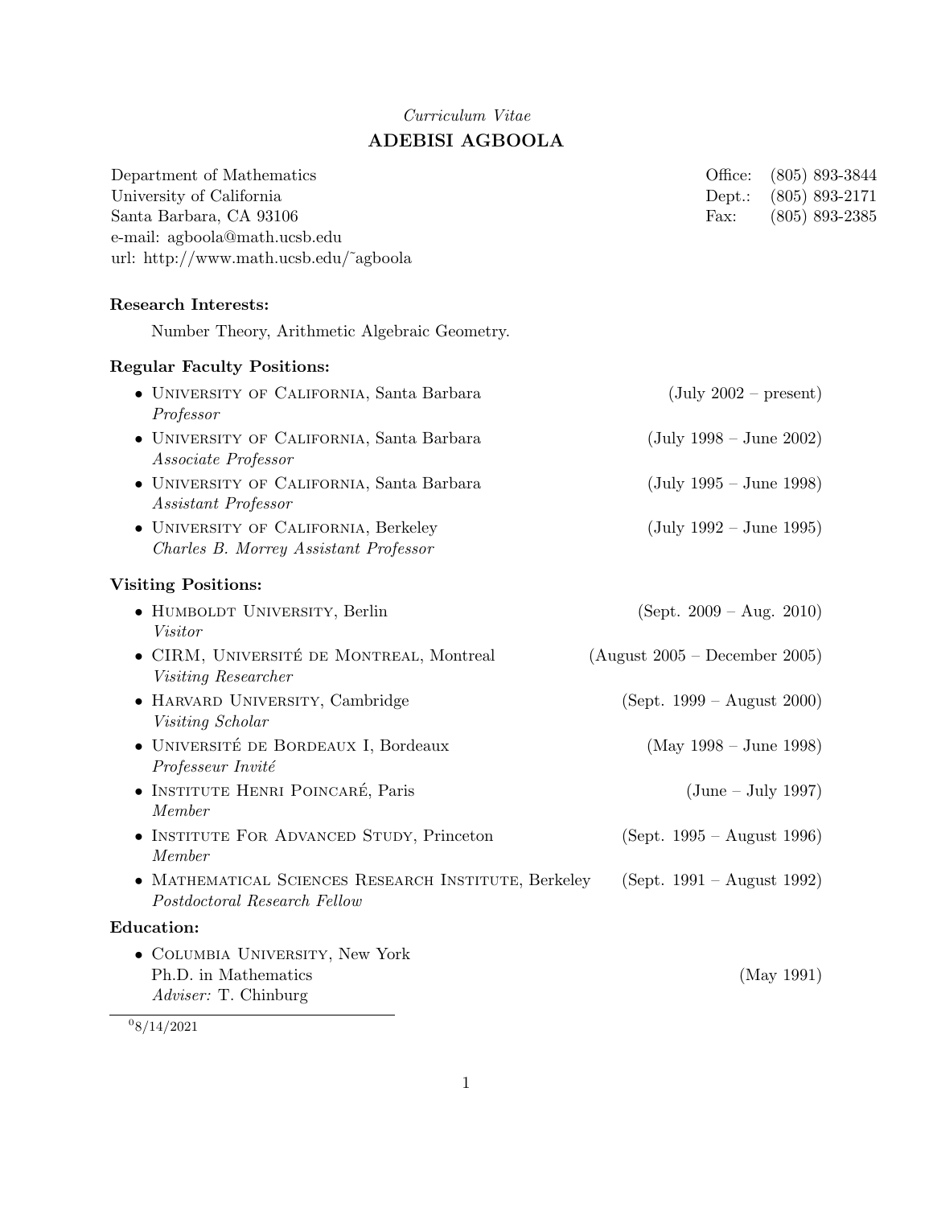*Curriculum Vitae*

# ADEBISI AGBOOLA

Department of Mathematics
University of California
Santa Barbara, CA 93106
e-mail: agboola@math.ucsb.edu
url: http://www.math.ucsb.edu/˜agboola

Office: (805) 893-3844
Dept.: (805) 893-2171
Fax: (805) 893-2385

**Research Interests:**

Number Theory, Arithmetic Algebraic Geometry.

**Regular Faculty Positions:**

- University of California, Santa Barbara (July 2002 – present)
  *Professor*
- University of California, Santa Barbara (July 1998 – June 2002)
  *Associate Professor*
- University of California, Santa Barbara (July 1995 – June 1998)
  *Assistant Professor*
- University of California, Berkeley (July 1992 – June 1995)
  *Charles B. Morrey Assistant Professor*

**Visiting Positions:**

- Humboldt University, Berlin (Sept. 2009 – Aug. 2010)
  *Visitor*
- CIRM, Université de Montreal, Montreal (August 2005 – December 2005)
  *Visiting Researcher*
- Harvard University, Cambridge (Sept. 1999 – August 2000)
  *Visiting Scholar*
- Université de Bordeaux I, Bordeaux (May 1998 – June 1998)
  *Professeur Invité*
- Institute Henri Poincaré, Paris (June – July 1997)
  *Member*
- Institute For Advanced Study, Princeton (Sept. 1995 – August 1996)
  *Member*
- Mathematical Sciences Research Institute, Berkeley (Sept. 1991 – August 1992)
  *Postdoctoral Research Fellow*

**Education:**

- Columbia University, New York
  Ph.D. in Mathematics (May 1991)
  *Adviser:* T. Chinburg

[0] 8/14/2021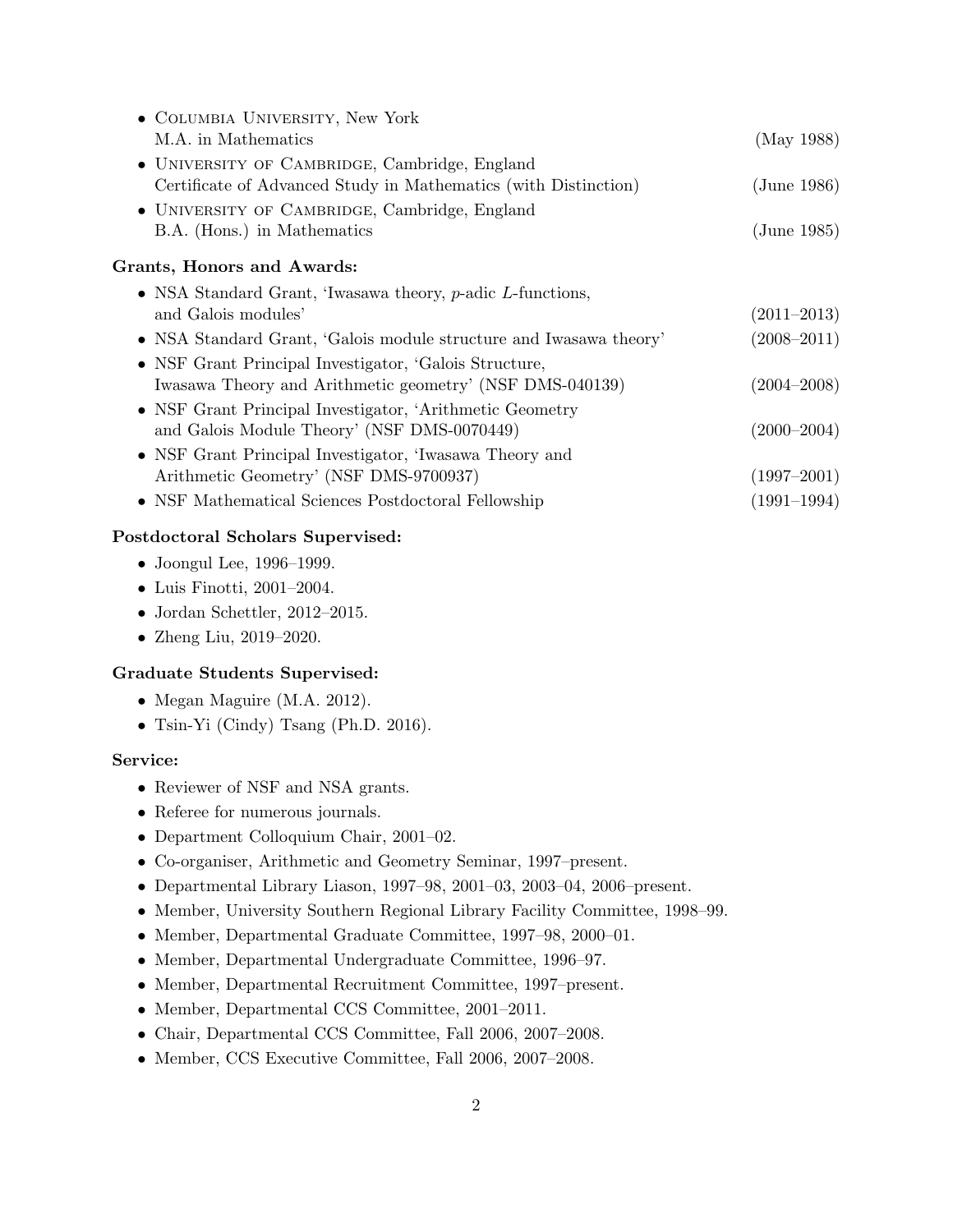- Columbia University, New York
  M.A. in Mathematics (May 1988)
- University of Cambridge, Cambridge, England
  Certificate of Advanced Study in Mathematics (with Distinction) (June 1986)
- University of Cambridge, Cambridge, England
  B.A. (Hons.) in Mathematics (June 1985)

**Grants, Honors and Awards:**

- NSA Standard Grant, 'Iwasawa theory, $p$-adic $L$-functions, and Galois modules' (2011–2013)
- NSA Standard Grant, 'Galois module structure and Iwasawa theory' (2008–2011)
- NSF Grant Principal Investigator, 'Galois Structure, Iwasawa Theory and Arithmetic geometry' (NSF DMS-040139) (2004–2008)
- NSF Grant Principal Investigator, 'Arithmetic Geometry and Galois Module Theory' (NSF DMS-0070449) (2000–2004)
- NSF Grant Principal Investigator, 'Iwasawa Theory and Arithmetic Geometry' (NSF DMS-9700937) (1997–2001)
- NSF Mathematical Sciences Postdoctoral Fellowship (1991–1994)

**Postdoctoral Scholars Supervised:**

- Joongul Lee, 1996–1999.
- Luis Finotti, 2001–2004.
- Jordan Schettler, 2012–2015.
- Zheng Liu, 2019–2020.

**Graduate Students Supervised:**

- Megan Maguire (M.A. 2012).
- Tsin-Yi (Cindy) Tsang (Ph.D. 2016).

**Service:**

- Reviewer of NSF and NSA grants.
- Referee for numerous journals.
- Department Colloquium Chair, 2001–02.
- Co-organiser, Arithmetic and Geometry Seminar, 1997–present.
- Departmental Library Liason, 1997–98, 2001–03, 2003–04, 2006–present.
- Member, University Southern Regional Library Facility Committee, 1998–99.
- Member, Departmental Graduate Committee, 1997–98, 2000–01.
- Member, Departmental Undergraduate Committee, 1996–97.
- Member, Departmental Recruitment Committee, 1997–present.
- Member, Departmental CCS Committee, 2001–2011.
- Chair, Departmental CCS Committee, Fall 2006, 2007–2008.
- Member, CCS Executive Committee, Fall 2006, 2007–2008.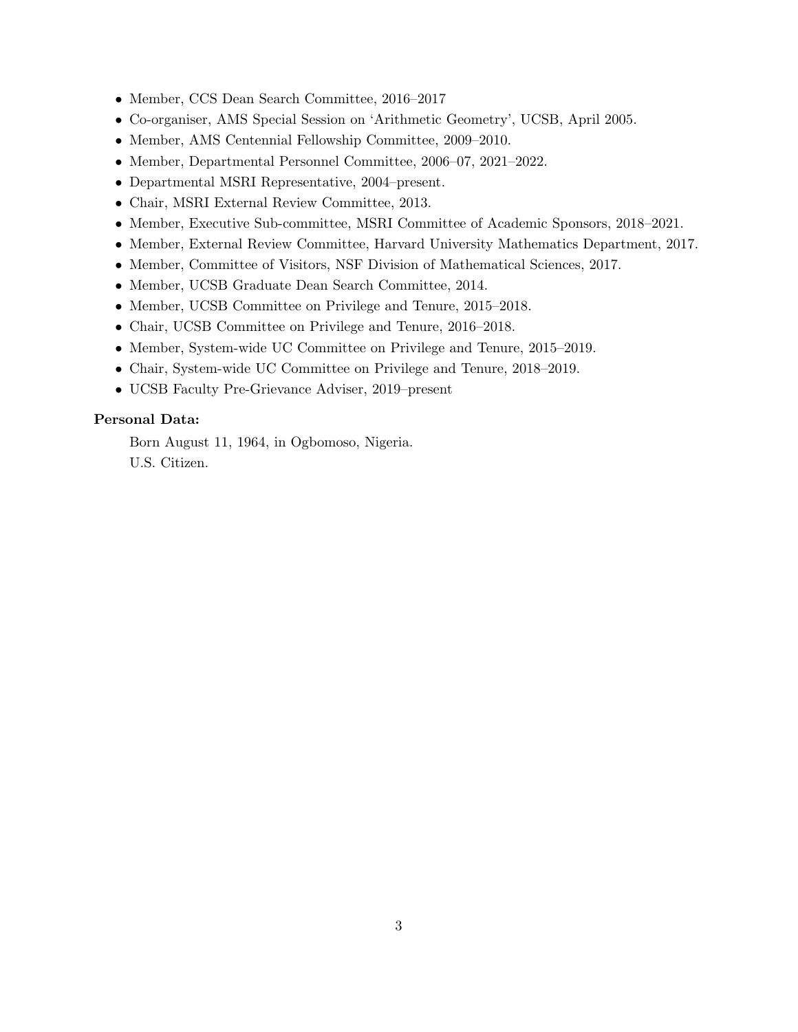- Member, CCS Dean Search Committee, 2016–2017
- Co-organiser, AMS Special Session on 'Arithmetic Geometry', UCSB, April 2005.
- Member, AMS Centennial Fellowship Committee, 2009–2010.
- Member, Departmental Personnel Committee, 2006–07, 2021–2022.
- Departmental MSRI Representative, 2004–present.
- Chair, MSRI External Review Committee, 2013.
- Member, Executive Sub-committee, MSRI Committee of Academic Sponsors, 2018–2021.
- Member, External Review Committee, Harvard University Mathematics Department, 2017.
- Member, Committee of Visitors, NSF Division of Mathematical Sciences, 2017.
- Member, UCSB Graduate Dean Search Committee, 2014.
- Member, UCSB Committee on Privilege and Tenure, 2015–2018.
- Chair, UCSB Committee on Privilege and Tenure, 2016–2018.
- Member, System-wide UC Committee on Privilege and Tenure, 2015–2019.
- Chair, System-wide UC Committee on Privilege and Tenure, 2018–2019.
- UCSB Faculty Pre-Grievance Adviser, 2019–present

**Personal Data:**

Born August 11, 1964, in Ogbomoso, Nigeria.

U.S. Citizen.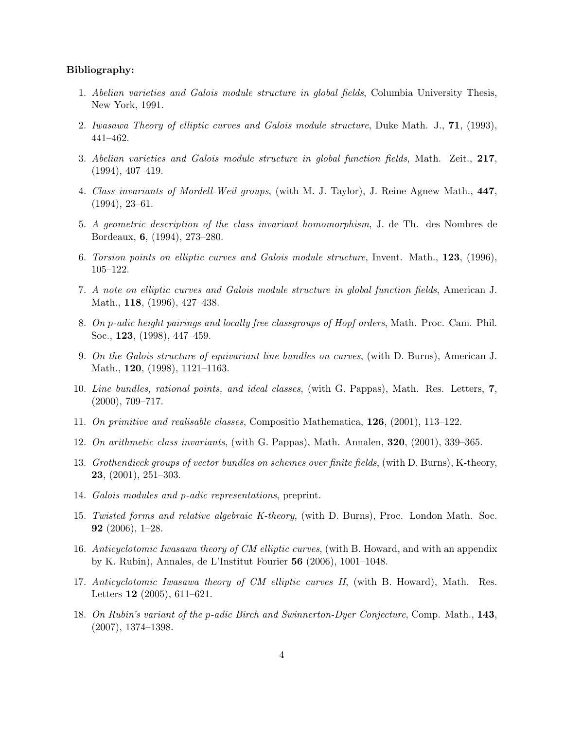**Bibliography:**

1. *Abelian varieties and Galois module structure in global fields*, Columbia University Thesis, New York, 1991.

2. *Iwasawa Theory of elliptic curves and Galois module structure*, Duke Math. J., **71**, (1993), 441–462.

3. *Abelian varieties and Galois module structure in global function fields*, Math. Zeit., **217**, (1994), 407–419.

4. *Class invariants of Mordell-Weil groups*, (with M. J. Taylor), J. Reine Agnew Math., **447**, (1994), 23–61.

5. *A geometric description of the class invariant homomorphism*, J. de Th. des Nombres de Bordeaux, **6**, (1994), 273–280.

6. *Torsion points on elliptic curves and Galois module structure*, Invent. Math., **123**, (1996), 105–122.

7. *A note on elliptic curves and Galois module structure in global function fields*, American J. Math., **118**, (1996), 427–438.

8. *On p-adic height pairings and locally free classgroups of Hopf orders*, Math. Proc. Cam. Phil. Soc., **123**, (1998), 447–459.

9. *On the Galois structure of equivariant line bundles on curves*, (with D. Burns), American J. Math., **120**, (1998), 1121–1163.

10. *Line bundles, rational points, and ideal classes*, (with G. Pappas), Math. Res. Letters, **7**, (2000), 709–717.

11. *On primitive and realisable classes*, Compositio Mathematica, **126**, (2001), 113–122.

12. *On arithmetic class invariants*, (with G. Pappas), Math. Annalen, **320**, (2001), 339–365.

13. *Grothendieck groups of vector bundles on schemes over finite fields*, (with D. Burns), K-theory, **23**, (2001), 251–303.

14. *Galois modules and p-adic representations*, preprint.

15. *Twisted forms and relative algebraic K-theory*, (with D. Burns), Proc. London Math. Soc. **92** (2006), 1–28.

16. *Anticyclotomic Iwasawa theory of CM elliptic curves*, (with B. Howard, and with an appendix by K. Rubin), Annales, de L'Institut Fourier **56** (2006), 1001–1048.

17. *Anticyclotomic Iwasawa theory of CM elliptic curves II*, (with B. Howard), Math. Res. Letters **12** (2005), 611–621.

18. *On Rubin's variant of the p-adic Birch and Swinnerton-Dyer Conjecture*, Comp. Math., **143**, (2007), 1374–1398.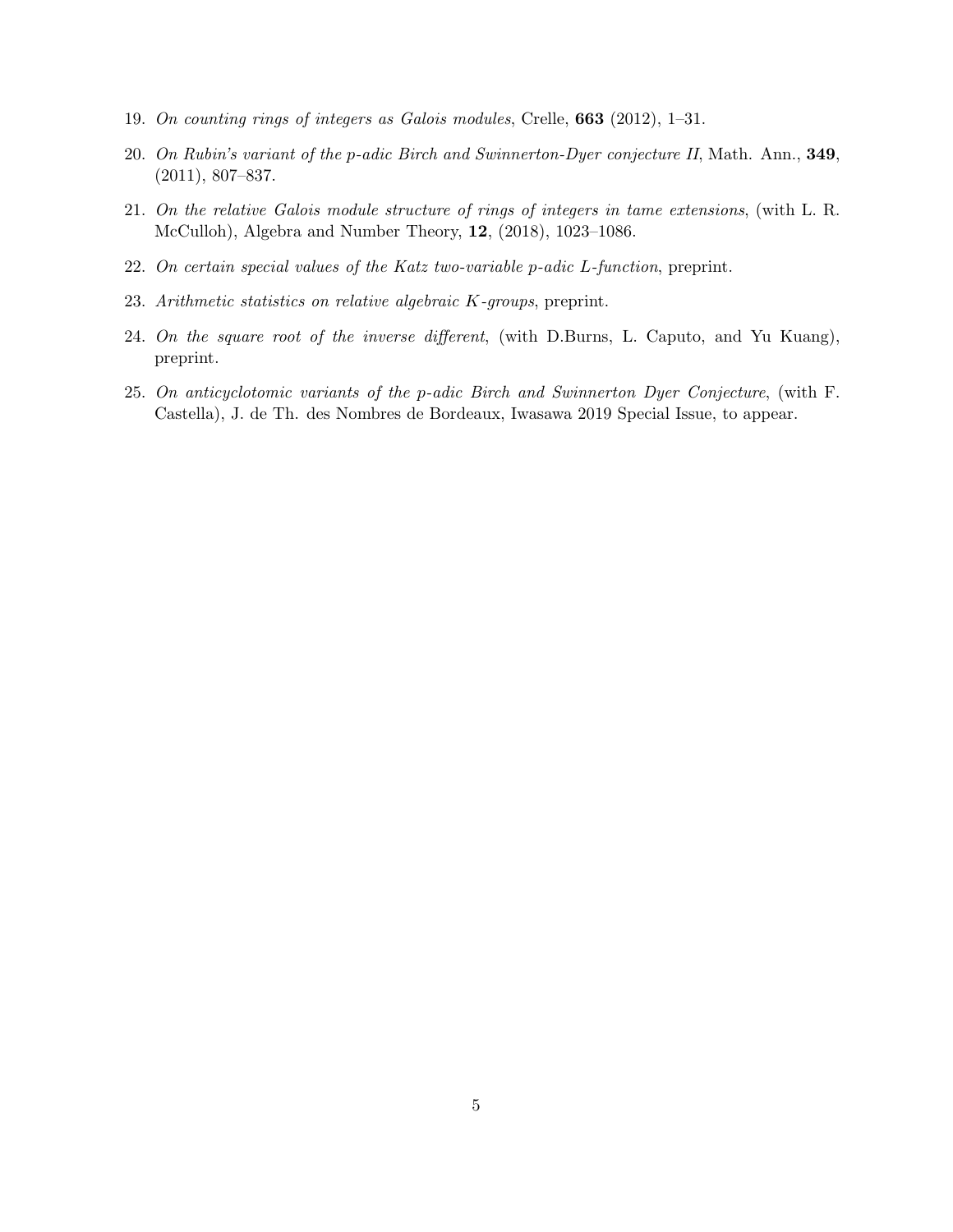19. *On counting rings of integers as Galois modules*, Crelle, **663** (2012), 1–31.

20. *On Rubin's variant of the p-adic Birch and Swinnerton-Dyer conjecture II*, Math. Ann., **349**, (2011), 807–837.

21. *On the relative Galois module structure of rings of integers in tame extensions*, (with L. R. McCulloh), Algebra and Number Theory, **12**, (2018), 1023–1086.

22. *On certain special values of the Katz two-variable p-adic L-function*, preprint.

23. *Arithmetic statistics on relative algebraic K-groups*, preprint.

24. *On the square root of the inverse different*, (with D.Burns, L. Caputo, and Yu Kuang), preprint.

25. *On anticyclotomic variants of the p-adic Birch and Swinnerton Dyer Conjecture*, (with F. Castella), J. de Th. des Nombres de Bordeaux, Iwasawa 2019 Special Issue, to appear.